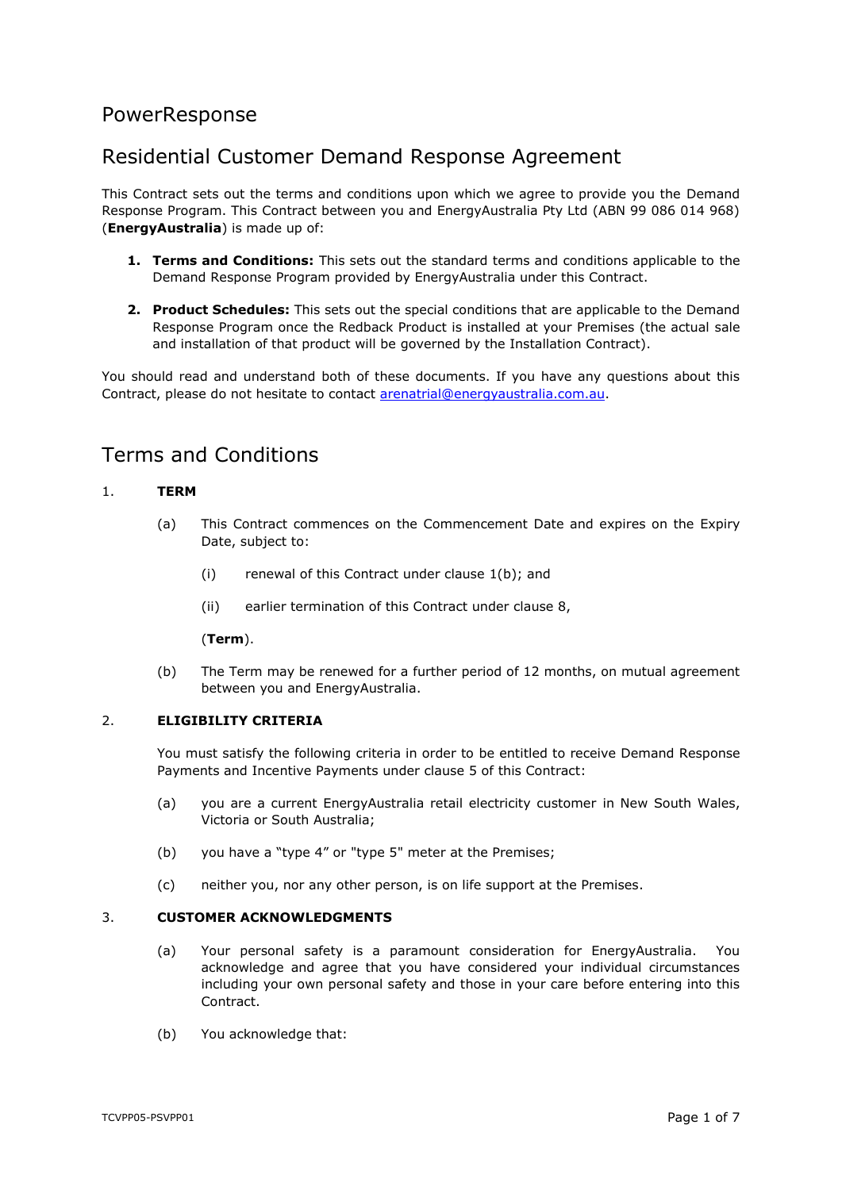# PowerResponse

## Residential Customer Demand Response Agreement

This Contract sets out the terms and conditions upon which we agree to provide you the Demand Response Program. This Contract between you and EnergyAustralia Pty Ltd (ABN 99 086 014 968) (**EnergyAustralia**) is made up of:

1. **Terms and Conditions:** This sets out the standard terms and conditions applicable to the Demand Response Program provided by EnergyAustralia under this Contract.
2. **Product Schedules:** This sets out the special conditions that are applicable to the Demand Response Program once the Redback Product is installed at your Premises (the actual sale and installation of that product will be governed by the Installation Contract).

You should read and understand both of these documents. If you have any questions about this Contract, please do not hesitate to contact arenatrial@energyaustralia.com.au.

## Terms and Conditions

### 1. TERM

(a) This Contract commences on the Commencement Date and expires on the Expiry Date, subject to:

(i) renewal of this Contract under clause 1(b); and

(ii) earlier termination of this Contract under clause 8,

(**Term**).

(b) The Term may be renewed for a further period of 12 months, on mutual agreement between you and EnergyAustralia.

### 2. ELIGIBILITY CRITERIA

You must satisfy the following criteria in order to be entitled to receive Demand Response Payments and Incentive Payments under clause 5 of this Contract:

(a) you are a current EnergyAustralia retail electricity customer in New South Wales, Victoria or South Australia;

(b) you have a "type 4" or "type 5" meter at the Premises;

(c) neither you, nor any other person, is on life support at the Premises.

### 3. CUSTOMER ACKNOWLEDGMENTS

(a) Your personal safety is a paramount consideration for EnergyAustralia. You acknowledge and agree that you have considered your individual circumstances including your own personal safety and those in your care before entering into this Contract.

(b) You acknowledge that: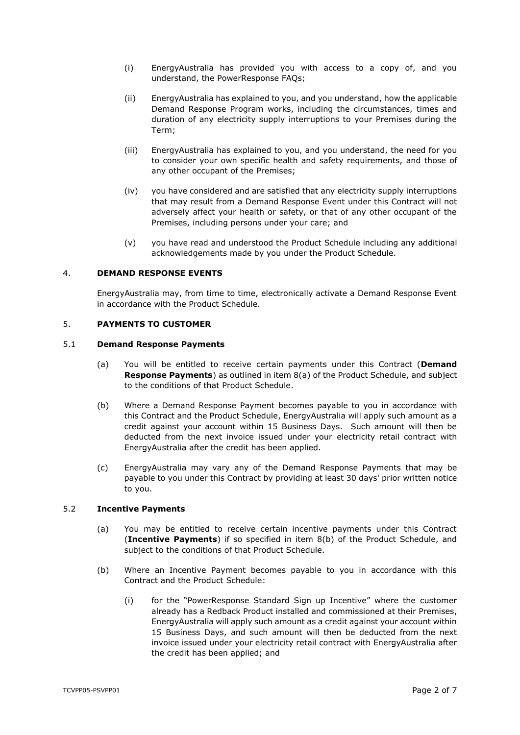(i) EnergyAustralia has provided you with access to a copy of, and you understand, the PowerResponse FAQs;

(ii) EnergyAustralia has explained to you, and you understand, how the applicable Demand Response Program works, including the circumstances, times and duration of any electricity supply interruptions to your Premises during the Term;

(iii) EnergyAustralia has explained to you, and you understand, the need for you to consider your own specific health and safety requirements, and those of any other occupant of the Premises;

(iv) you have considered and are satisfied that any electricity supply interruptions that may result from a Demand Response Event under this Contract will not adversely affect your health or safety, or that of any other occupant of the Premises, including persons under your care; and

(v) you have read and understood the Product Schedule including any additional acknowledgements made by you under the Product Schedule.

## 4. DEMAND RESPONSE EVENTS

EnergyAustralia may, from time to time, electronically activate a Demand Response Event in accordance with the Product Schedule.

## 5. PAYMENTS TO CUSTOMER

### 5.1 Demand Response Payments

(a) You will be entitled to receive certain payments under this Contract (**Demand Response Payments**) as outlined in item 8(a) of the Product Schedule, and subject to the conditions of that Product Schedule.

(b) Where a Demand Response Payment becomes payable to you in accordance with this Contract and the Product Schedule, EnergyAustralia will apply such amount as a credit against your account within 15 Business Days. Such amount will then be deducted from the next invoice issued under your electricity retail contract with EnergyAustralia after the credit has been applied.

(c) EnergyAustralia may vary any of the Demand Response Payments that may be payable to you under this Contract by providing at least 30 days' prior written notice to you.

### 5.2 Incentive Payments

(a) You may be entitled to receive certain incentive payments under this Contract (**Incentive Payments**) if so specified in item 8(b) of the Product Schedule, and subject to the conditions of that Product Schedule.

(b) Where an Incentive Payment becomes payable to you in accordance with this Contract and the Product Schedule:

(i) for the "PowerResponse Standard Sign up Incentive" where the customer already has a Redback Product installed and commissioned at their Premises, EnergyAustralia will apply such amount as a credit against your account within 15 Business Days, and such amount will then be deducted from the next invoice issued under your electricity retail contract with EnergyAustralia after the credit has been applied; and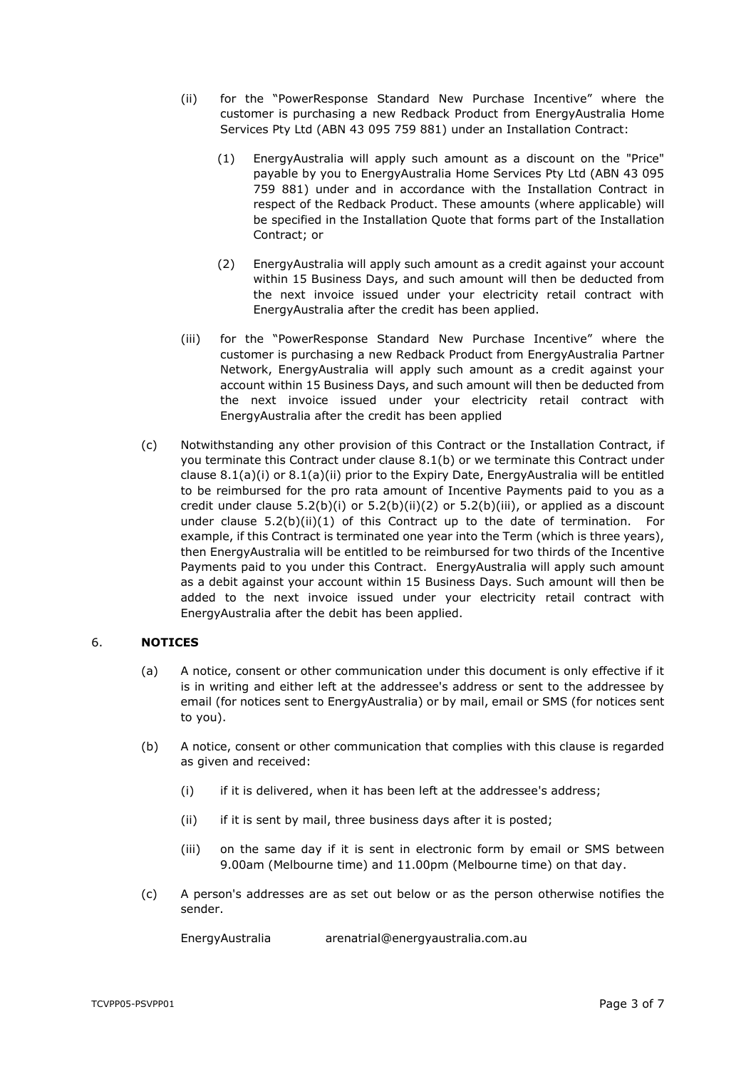(ii) for the "PowerResponse Standard New Purchase Incentive" where the customer is purchasing a new Redback Product from EnergyAustralia Home Services Pty Ltd (ABN 43 095 759 881) under an Installation Contract:

   (1) EnergyAustralia will apply such amount as a discount on the "Price" payable by you to EnergyAustralia Home Services Pty Ltd (ABN 43 095 759 881) under and in accordance with the Installation Contract in respect of the Redback Product. These amounts (where applicable) will be specified in the Installation Quote that forms part of the Installation Contract; or

   (2) EnergyAustralia will apply such amount as a credit against your account within 15 Business Days, and such amount will then be deducted from the next invoice issued under your electricity retail contract with EnergyAustralia after the credit has been applied.

(iii) for the "PowerResponse Standard New Purchase Incentive" where the customer is purchasing a new Redback Product from EnergyAustralia Partner Network, EnergyAustralia will apply such amount as a credit against your account within 15 Business Days, and such amount will then be deducted from the next invoice issued under your electricity retail contract with EnergyAustralia after the credit has been applied

(c) Notwithstanding any other provision of this Contract or the Installation Contract, if you terminate this Contract under clause 8.1(b) or we terminate this Contract under clause 8.1(a)(i) or 8.1(a)(ii) prior to the Expiry Date, EnergyAustralia will be entitled to be reimbursed for the pro rata amount of Incentive Payments paid to you as a credit under clause 5.2(b)(i) or 5.2(b)(ii)(2) or 5.2(b)(iii), or applied as a discount under clause 5.2(b)(ii)(1) of this Contract up to the date of termination. For example, if this Contract is terminated one year into the Term (which is three years), then EnergyAustralia will be entitled to be reimbursed for two thirds of the Incentive Payments paid to you under this Contract. EnergyAustralia will apply such amount as a debit against your account within 15 Business Days. Such amount will then be added to the next invoice issued under your electricity retail contract with EnergyAustralia after the debit has been applied.

## 6. NOTICES

(a) A notice, consent or other communication under this document is only effective if it is in writing and either left at the addressee's address or sent to the addressee by email (for notices sent to EnergyAustralia) or by mail, email or SMS (for notices sent to you).

(b) A notice, consent or other communication that complies with this clause is regarded as given and received:

   (i) if it is delivered, when it has been left at the addressee's address;

   (ii) if it is sent by mail, three business days after it is posted;

   (iii) on the same day if it is sent in electronic form by email or SMS between 9.00am (Melbourne time) and 11.00pm (Melbourne time) on that day.

(c) A person's addresses are as set out below or as the person otherwise notifies the sender.

EnergyAustralia arenatrial@energyaustralia.com.au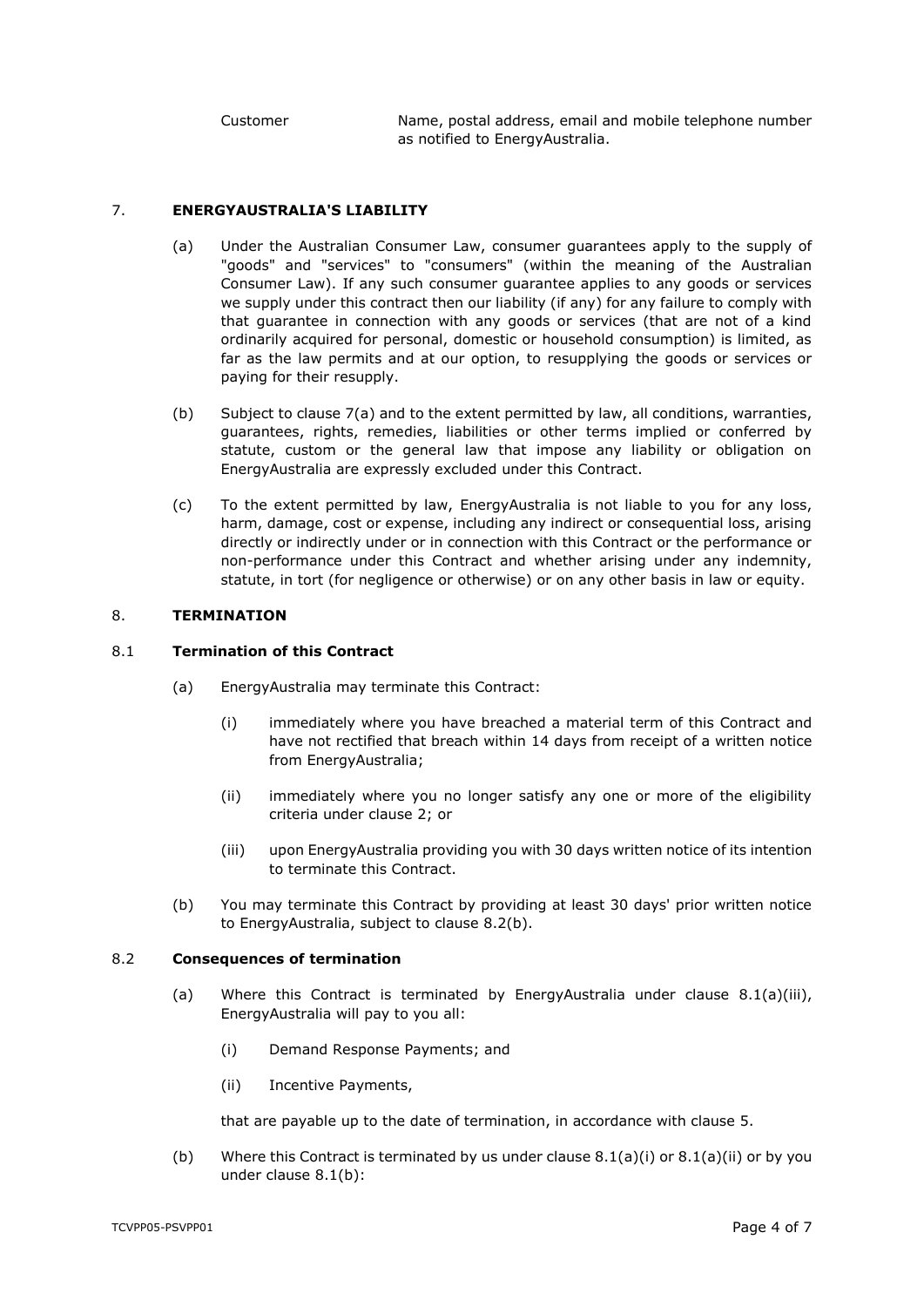| Customer | Name, postal address, email and mobile telephone number as notified to EnergyAustralia. |
| --- | --- |

## 7. ENERGYAUSTRALIA'S LIABILITY

(a) Under the Australian Consumer Law, consumer guarantees apply to the supply of "goods" and "services" to "consumers" (within the meaning of the Australian Consumer Law). If any such consumer guarantee applies to any goods or services we supply under this contract then our liability (if any) for any failure to comply with that guarantee in connection with any goods or services (that are not of a kind ordinarily acquired for personal, domestic or household consumption) is limited, as far as the law permits and at our option, to resupplying the goods or services or paying for their resupply.

(b) Subject to clause 7(a) and to the extent permitted by law, all conditions, warranties, guarantees, rights, remedies, liabilities or other terms implied or conferred by statute, custom or the general law that impose any liability or obligation on EnergyAustralia are expressly excluded under this Contract.

(c) To the extent permitted by law, EnergyAustralia is not liable to you for any loss, harm, damage, cost or expense, including any indirect or consequential loss, arising directly or indirectly under or in connection with this Contract or the performance or non-performance under this Contract and whether arising under any indemnity, statute, in tort (for negligence or otherwise) or on any other basis in law or equity.

## 8. TERMINATION

### 8.1 Termination of this Contract

(a) EnergyAustralia may terminate this Contract:

(i) immediately where you have breached a material term of this Contract and have not rectified that breach within 14 days from receipt of a written notice from EnergyAustralia;

(ii) immediately where you no longer satisfy any one or more of the eligibility criteria under clause 2; or

(iii) upon EnergyAustralia providing you with 30 days written notice of its intention to terminate this Contract.

(b) You may terminate this Contract by providing at least 30 days' prior written notice to EnergyAustralia, subject to clause 8.2(b).

### 8.2 Consequences of termination

(a) Where this Contract is terminated by EnergyAustralia under clause 8.1(a)(iii), EnergyAustralia will pay to you all:

(i) Demand Response Payments; and

(ii) Incentive Payments,

that are payable up to the date of termination, in accordance with clause 5.

(b) Where this Contract is terminated by us under clause 8.1(a)(i) or 8.1(a)(ii) or by you under clause 8.1(b):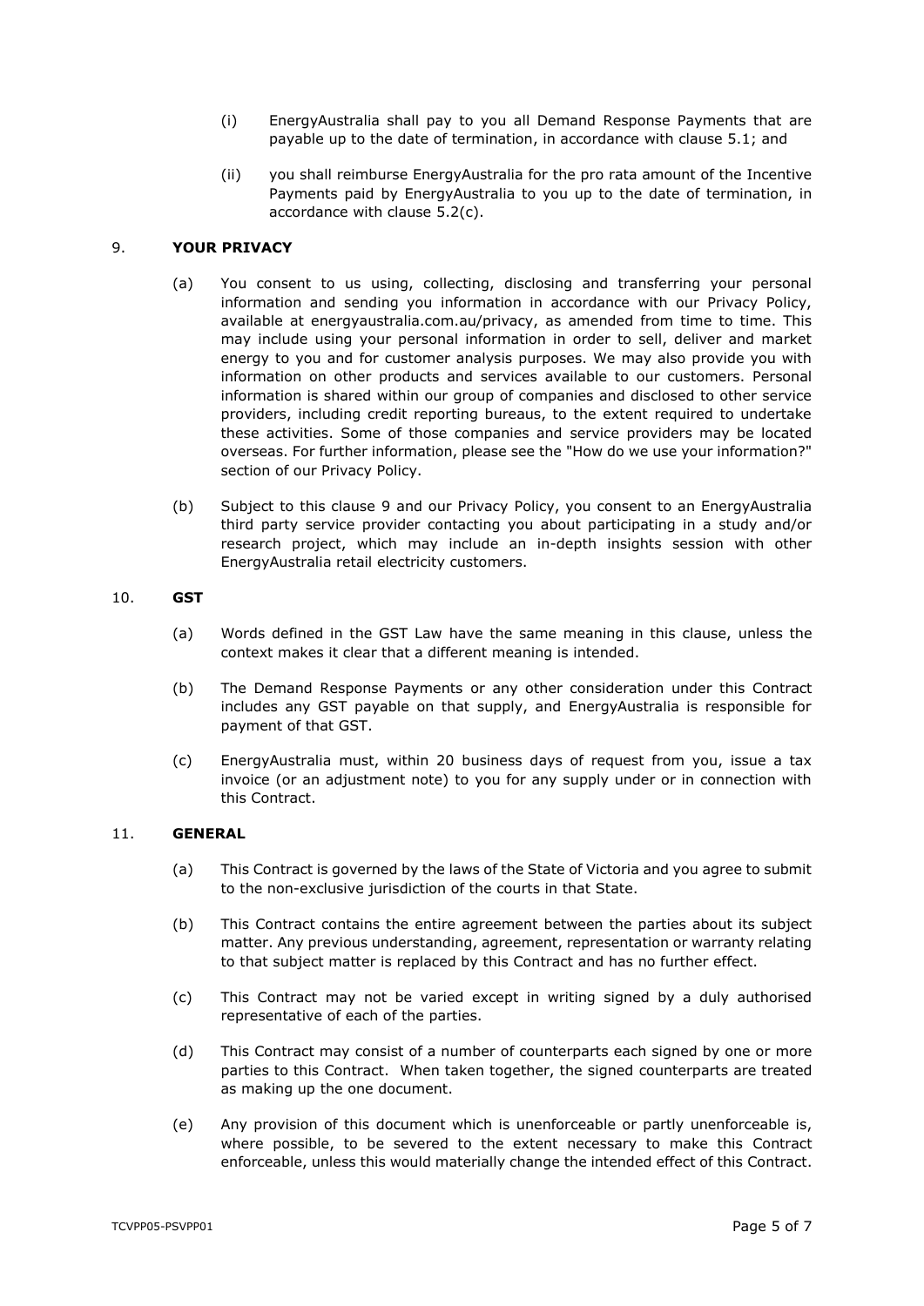(i) EnergyAustralia shall pay to you all Demand Response Payments that are payable up to the date of termination, in accordance with clause 5.1; and

(ii) you shall reimburse EnergyAustralia for the pro rata amount of the Incentive Payments paid by EnergyAustralia to you up to the date of termination, in accordance with clause 5.2(c).

## 9. YOUR PRIVACY

(a) You consent to us using, collecting, disclosing and transferring your personal information and sending you information in accordance with our Privacy Policy, available at energyaustralia.com.au/privacy, as amended from time to time. This may include using your personal information in order to sell, deliver and market energy to you and for customer analysis purposes. We may also provide you with information on other products and services available to our customers. Personal information is shared within our group of companies and disclosed to other service providers, including credit reporting bureaus, to the extent required to undertake these activities. Some of those companies and service providers may be located overseas. For further information, please see the "How do we use your information?" section of our Privacy Policy.

(b) Subject to this clause 9 and our Privacy Policy, you consent to an EnergyAustralia third party service provider contacting you about participating in a study and/or research project, which may include an in-depth insights session with other EnergyAustralia retail electricity customers.

## 10. GST

(a) Words defined in the GST Law have the same meaning in this clause, unless the context makes it clear that a different meaning is intended.

(b) The Demand Response Payments or any other consideration under this Contract includes any GST payable on that supply, and EnergyAustralia is responsible for payment of that GST.

(c) EnergyAustralia must, within 20 business days of request from you, issue a tax invoice (or an adjustment note) to you for any supply under or in connection with this Contract.

## 11. GENERAL

(a) This Contract is governed by the laws of the State of Victoria and you agree to submit to the non-exclusive jurisdiction of the courts in that State.

(b) This Contract contains the entire agreement between the parties about its subject matter. Any previous understanding, agreement, representation or warranty relating to that subject matter is replaced by this Contract and has no further effect.

(c) This Contract may not be varied except in writing signed by a duly authorised representative of each of the parties.

(d) This Contract may consist of a number of counterparts each signed by one or more parties to this Contract. When taken together, the signed counterparts are treated as making up the one document.

(e) Any provision of this document which is unenforceable or partly unenforceable is, where possible, to be severed to the extent necessary to make this Contract enforceable, unless this would materially change the intended effect of this Contract.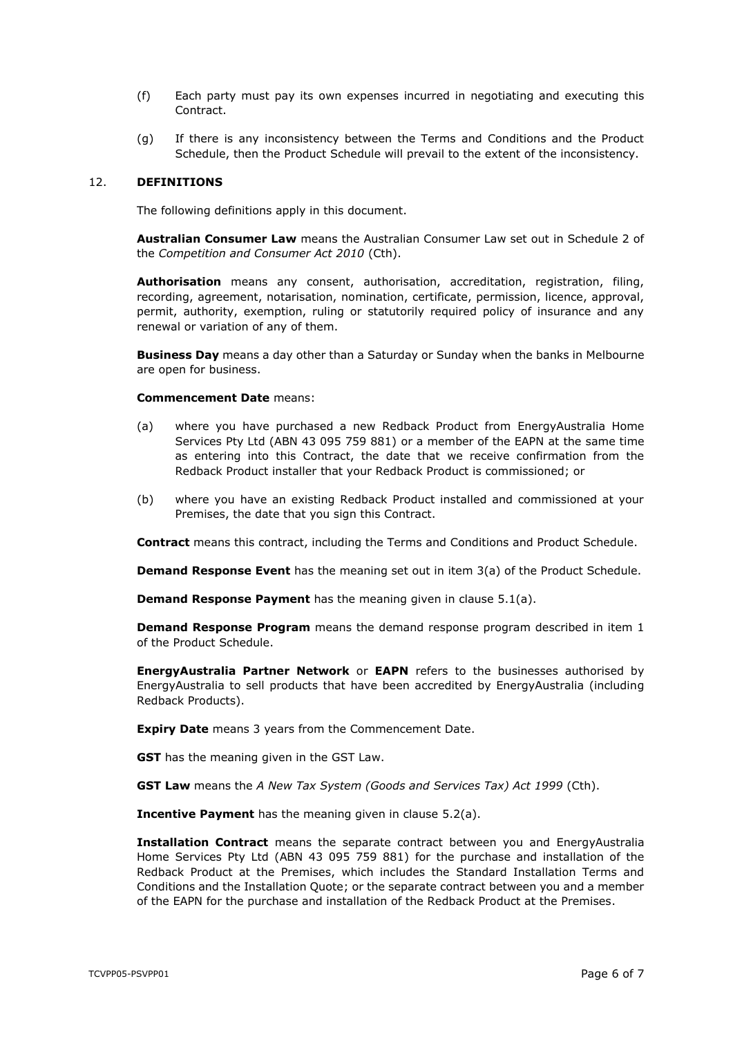(f) Each party must pay its own expenses incurred in negotiating and executing this Contract.

(g) If there is any inconsistency between the Terms and Conditions and the Product Schedule, then the Product Schedule will prevail to the extent of the inconsistency.

## 12. DEFINITIONS

The following definitions apply in this document.

**Australian Consumer Law** means the Australian Consumer Law set out in Schedule 2 of the *Competition and Consumer Act 2010* (Cth).

**Authorisation** means any consent, authorisation, accreditation, registration, filing, recording, agreement, notarisation, nomination, certificate, permission, licence, approval, permit, authority, exemption, ruling or statutorily required policy of insurance and any renewal or variation of any of them.

**Business Day** means a day other than a Saturday or Sunday when the banks in Melbourne are open for business.

**Commencement Date** means:

(a) where you have purchased a new Redback Product from EnergyAustralia Home Services Pty Ltd (ABN 43 095 759 881) or a member of the EAPN at the same time as entering into this Contract, the date that we receive confirmation from the Redback Product installer that your Redback Product is commissioned; or

(b) where you have an existing Redback Product installed and commissioned at your Premises, the date that you sign this Contract.

**Contract** means this contract, including the Terms and Conditions and Product Schedule.

**Demand Response Event** has the meaning set out in item 3(a) of the Product Schedule.

**Demand Response Payment** has the meaning given in clause 5.1(a).

**Demand Response Program** means the demand response program described in item 1 of the Product Schedule.

**EnergyAustralia Partner Network** or **EAPN** refers to the businesses authorised by EnergyAustralia to sell products that have been accredited by EnergyAustralia (including Redback Products).

**Expiry Date** means 3 years from the Commencement Date.

**GST** has the meaning given in the GST Law.

**GST Law** means the *A New Tax System (Goods and Services Tax) Act 1999* (Cth).

**Incentive Payment** has the meaning given in clause 5.2(a).

**Installation Contract** means the separate contract between you and EnergyAustralia Home Services Pty Ltd (ABN 43 095 759 881) for the purchase and installation of the Redback Product at the Premises, which includes the Standard Installation Terms and Conditions and the Installation Quote; or the separate contract between you and a member of the EAPN for the purchase and installation of the Redback Product at the Premises.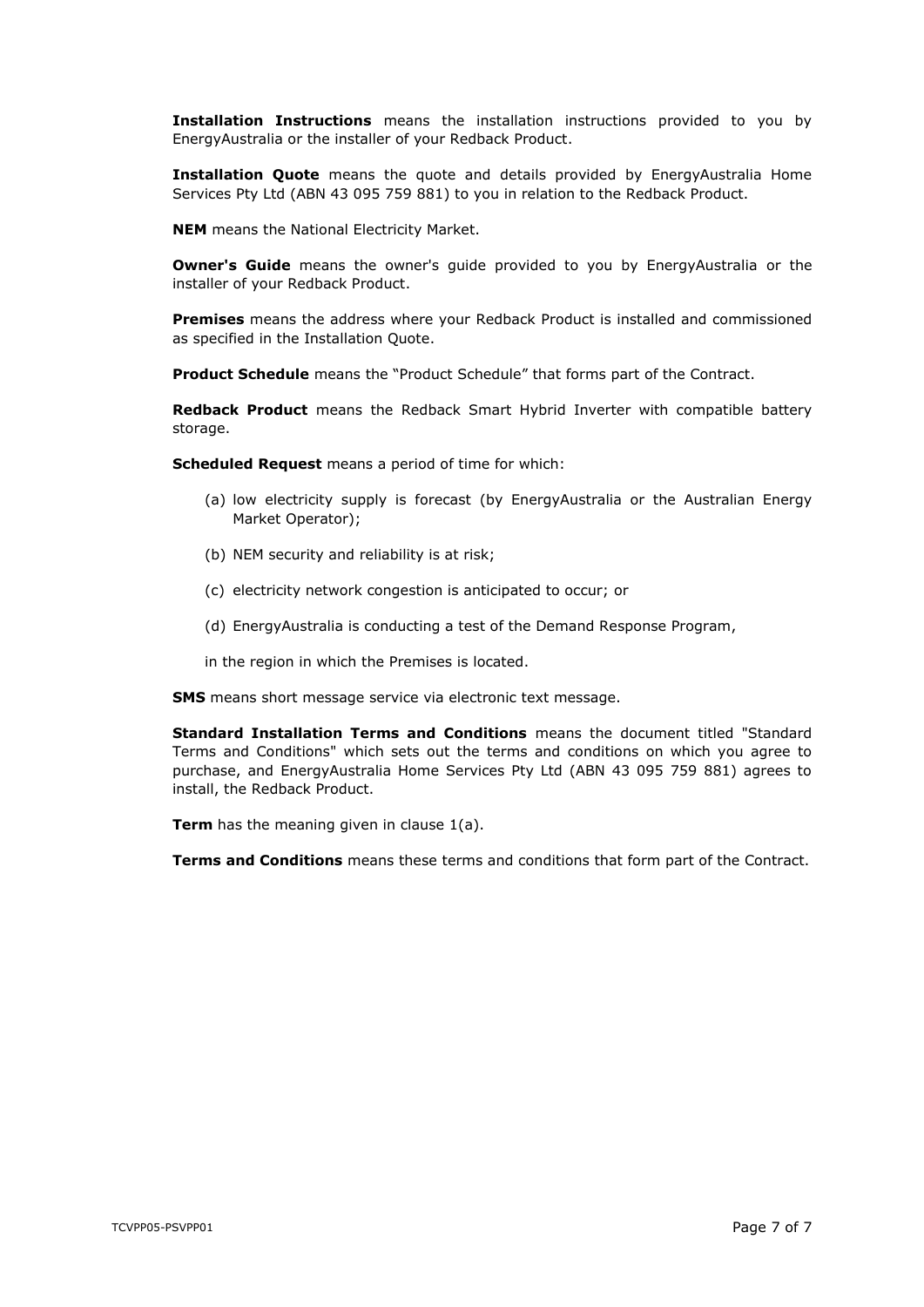**Installation Instructions** means the installation instructions provided to you by EnergyAustralia or the installer of your Redback Product.

**Installation Quote** means the quote and details provided by EnergyAustralia Home Services Pty Ltd (ABN 43 095 759 881) to you in relation to the Redback Product.

**NEM** means the National Electricity Market.

**Owner's Guide** means the owner's guide provided to you by EnergyAustralia or the installer of your Redback Product.

**Premises** means the address where your Redback Product is installed and commissioned as specified in the Installation Quote.

**Product Schedule** means the "Product Schedule" that forms part of the Contract.

**Redback Product** means the Redback Smart Hybrid Inverter with compatible battery storage.

**Scheduled Request** means a period of time for which:

(a) low electricity supply is forecast (by EnergyAustralia or the Australian Energy Market Operator);

(b) NEM security and reliability is at risk;

(c) electricity network congestion is anticipated to occur; or

(d) EnergyAustralia is conducting a test of the Demand Response Program,

in the region in which the Premises is located.

**SMS** means short message service via electronic text message.

**Standard Installation Terms and Conditions** means the document titled "Standard Terms and Conditions" which sets out the terms and conditions on which you agree to purchase, and EnergyAustralia Home Services Pty Ltd (ABN 43 095 759 881) agrees to install, the Redback Product.

**Term** has the meaning given in clause 1(a).

**Terms and Conditions** means these terms and conditions that form part of the Contract.

TCVPP05-PSVPP01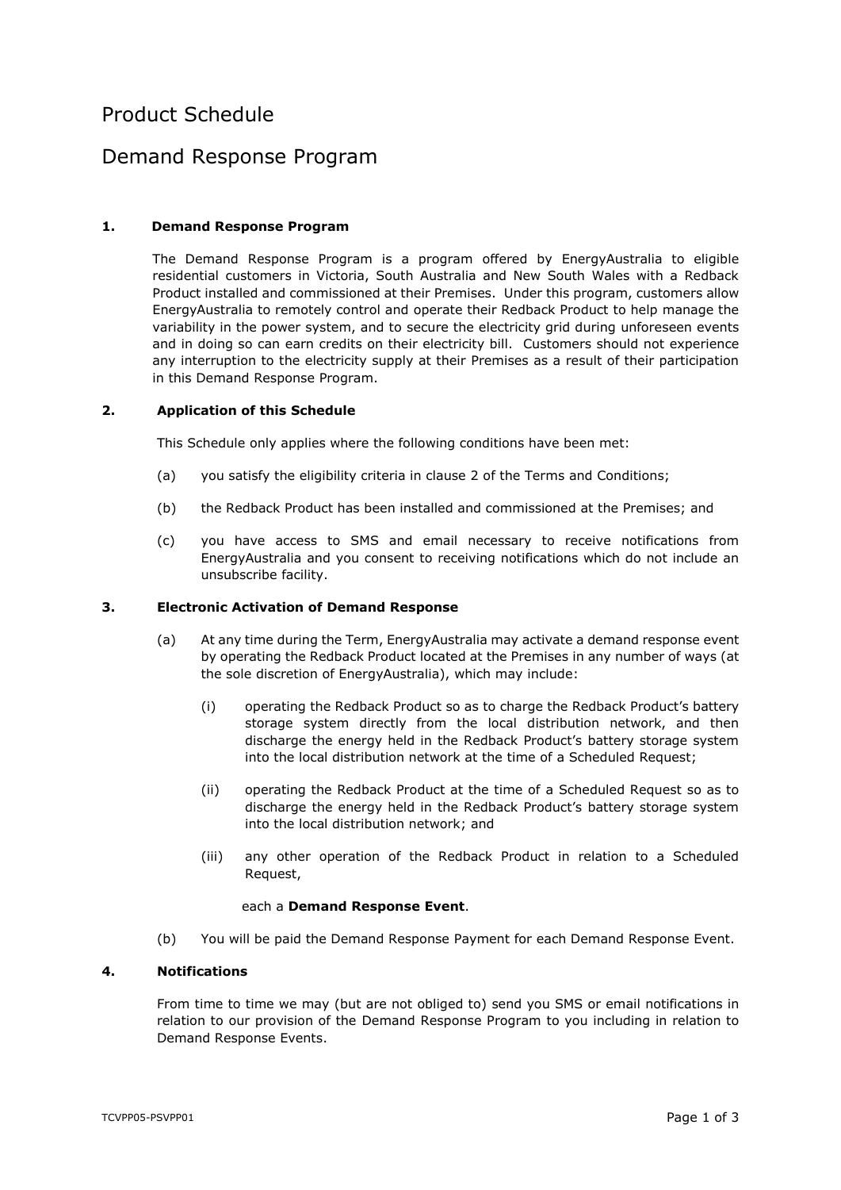# Product Schedule

# Demand Response Program

**1. Demand Response Program**

The Demand Response Program is a program offered by EnergyAustralia to eligible residential customers in Victoria, South Australia and New South Wales with a Redback Product installed and commissioned at their Premises. Under this program, customers allow EnergyAustralia to remotely control and operate their Redback Product to help manage the variability in the power system, and to secure the electricity grid during unforeseen events and in doing so can earn credits on their electricity bill. Customers should not experience any interruption to the electricity supply at their Premises as a result of their participation in this Demand Response Program.

**2. Application of this Schedule**

This Schedule only applies where the following conditions have been met:

(a) you satisfy the eligibility criteria in clause 2 of the Terms and Conditions;

(b) the Redback Product has been installed and commissioned at the Premises; and

(c) you have access to SMS and email necessary to receive notifications from EnergyAustralia and you consent to receiving notifications which do not include an unsubscribe facility.

**3. Electronic Activation of Demand Response**

(a) At any time during the Term, EnergyAustralia may activate a demand response event by operating the Redback Product located at the Premises in any number of ways (at the sole discretion of EnergyAustralia), which may include:

(i) operating the Redback Product so as to charge the Redback Product's battery storage system directly from the local distribution network, and then discharge the energy held in the Redback Product's battery storage system into the local distribution network at the time of a Scheduled Request;

(ii) operating the Redback Product at the time of a Scheduled Request so as to discharge the energy held in the Redback Product's battery storage system into the local distribution network; and

(iii) any other operation of the Redback Product in relation to a Scheduled Request,

each a **Demand Response Event**.

(b) You will be paid the Demand Response Payment for each Demand Response Event.

**4. Notifications**

From time to time we may (but are not obliged to) send you SMS or email notifications in relation to our provision of the Demand Response Program to you including in relation to Demand Response Events.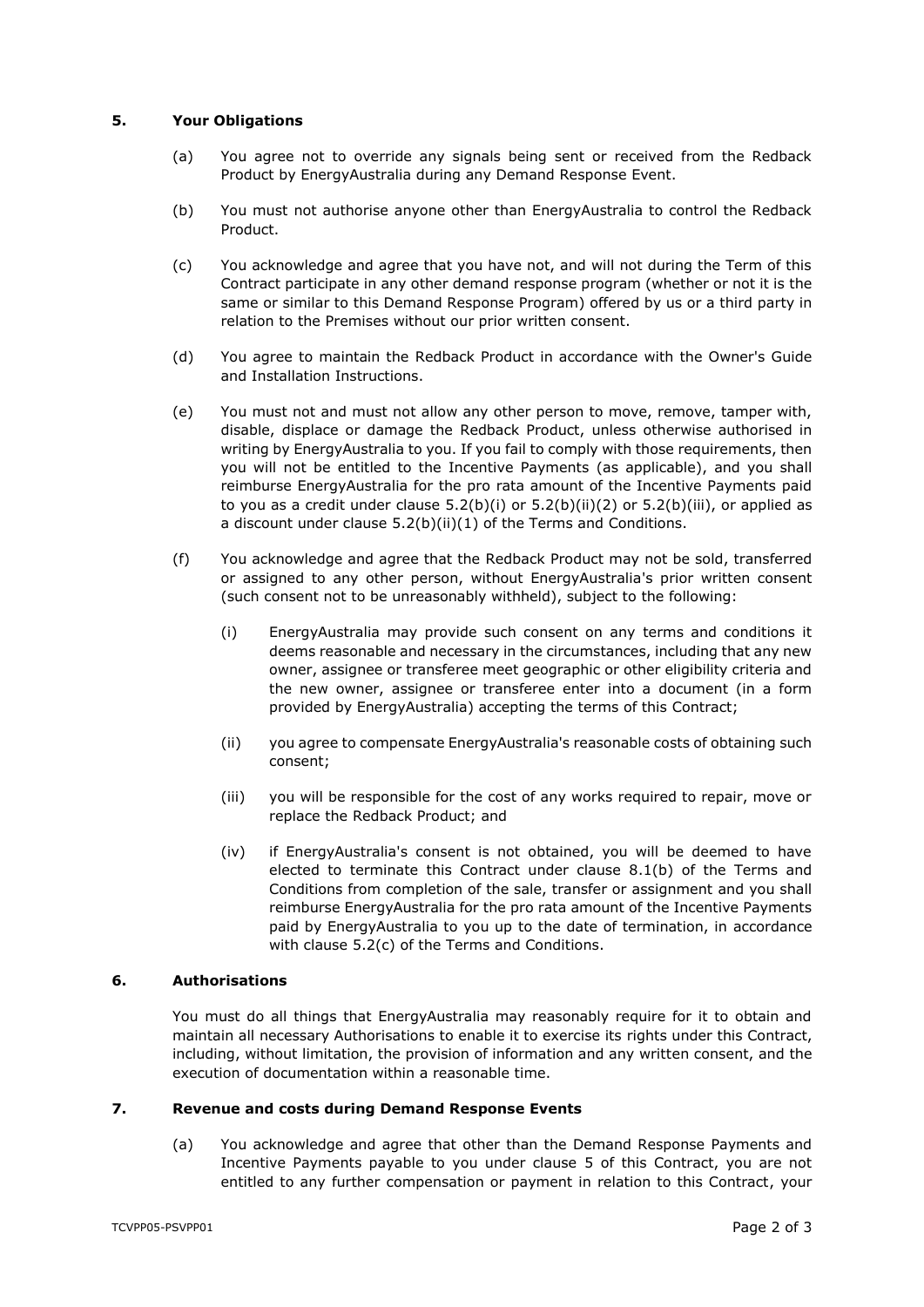## 5. Your Obligations

(a) You agree not to override any signals being sent or received from the Redback Product by EnergyAustralia during any Demand Response Event.

(b) You must not authorise anyone other than EnergyAustralia to control the Redback Product.

(c) You acknowledge and agree that you have not, and will not during the Term of this Contract participate in any other demand response program (whether or not it is the same or similar to this Demand Response Program) offered by us or a third party in relation to the Premises without our prior written consent.

(d) You agree to maintain the Redback Product in accordance with the Owner's Guide and Installation Instructions.

(e) You must not and must not allow any other person to move, remove, tamper with, disable, displace or damage the Redback Product, unless otherwise authorised in writing by EnergyAustralia to you. If you fail to comply with those requirements, then you will not be entitled to the Incentive Payments (as applicable), and you shall reimburse EnergyAustralia for the pro rata amount of the Incentive Payments paid to you as a credit under clause 5.2(b)(i) or 5.2(b)(ii)(2) or 5.2(b)(iii), or applied as a discount under clause 5.2(b)(ii)(1) of the Terms and Conditions.

(f) You acknowledge and agree that the Redback Product may not be sold, transferred or assigned to any other person, without EnergyAustralia's prior written consent (such consent not to be unreasonably withheld), subject to the following:

   (i) EnergyAustralia may provide such consent on any terms and conditions it deems reasonable and necessary in the circumstances, including that any new owner, assignee or transferee meet geographic or other eligibility criteria and the new owner, assignee or transferee enter into a document (in a form provided by EnergyAustralia) accepting the terms of this Contract;

   (ii) you agree to compensate EnergyAustralia's reasonable costs of obtaining such consent;

   (iii) you will be responsible for the cost of any works required to repair, move or replace the Redback Product; and

   (iv) if EnergyAustralia's consent is not obtained, you will be deemed to have elected to terminate this Contract under clause 8.1(b) of the Terms and Conditions from completion of the sale, transfer or assignment and you shall reimburse EnergyAustralia for the pro rata amount of the Incentive Payments paid by EnergyAustralia to you up to the date of termination, in accordance with clause 5.2(c) of the Terms and Conditions.

## 6. Authorisations

You must do all things that EnergyAustralia may reasonably require for it to obtain and maintain all necessary Authorisations to enable it to exercise its rights under this Contract, including, without limitation, the provision of information and any written consent, and the execution of documentation within a reasonable time.

## 7. Revenue and costs during Demand Response Events

(a) You acknowledge and agree that other than the Demand Response Payments and Incentive Payments payable to you under clause 5 of this Contract, you are not entitled to any further compensation or payment in relation to this Contract, your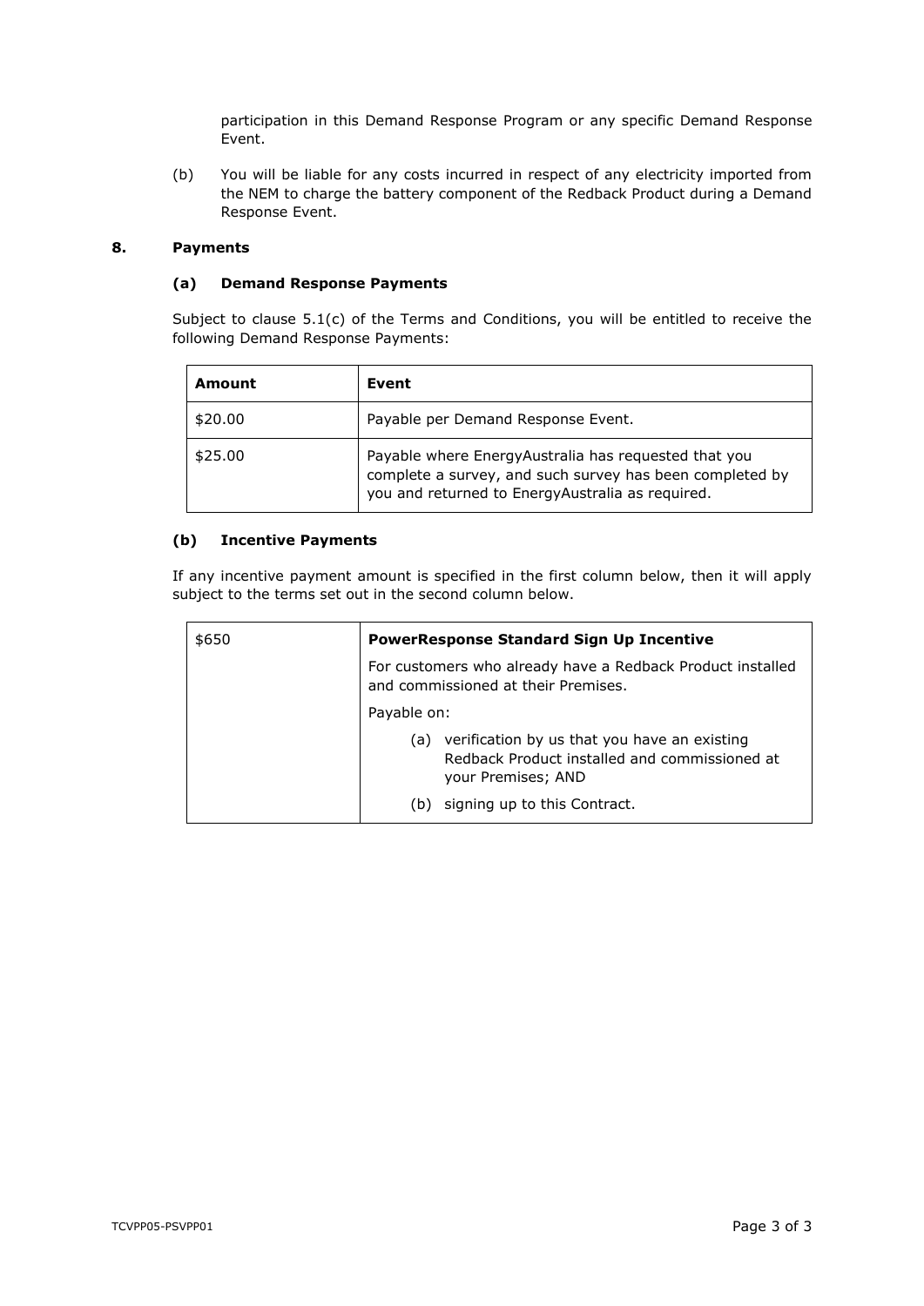participation in this Demand Response Program or any specific Demand Response Event.

(b) You will be liable for any costs incurred in respect of any electricity imported from the NEM to charge the battery component of the Redback Product during a Demand Response Event.

## 8. Payments

### (a) Demand Response Payments

Subject to clause 5.1(c) of the Terms and Conditions, you will be entitled to receive the following Demand Response Payments:

| Amount | Event |
|---|---|
| $20.00 | Payable per Demand Response Event. |
| $25.00 | Payable where EnergyAustralia has requested that you complete a survey, and such survey has been completed by you and returned to EnergyAustralia as required. |

### (b) Incentive Payments

If any incentive payment amount is specified in the first column below, then it will apply subject to the terms set out in the second column below.

| | |
|---|---|
| $650 | **PowerResponse Standard Sign Up Incentive**<br>For customers who already have a Redback Product installed and commissioned at their Premises.<br>Payable on:<br>(a) verification by us that you have an existing Redback Product installed and commissioned at your Premises; AND<br>(b) signing up to this Contract. |

TCVPP05-PSVPP01